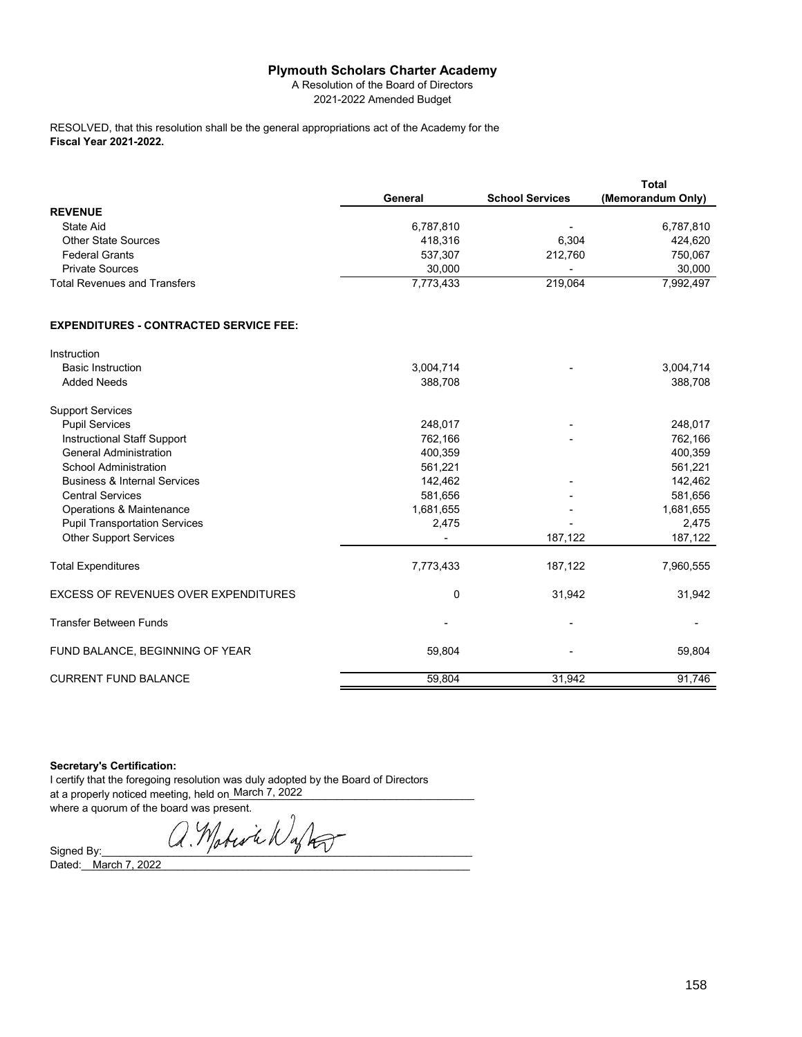# Plymouth Scholars Charter Academy

A Resolution of the Board of Directors

2021-2022 Amended Budget

RESOLVED, that this resolution shall be the general appropriations act of the Academy for the **Fiscal Year 2021-2022.**

| | General | School Services | Total (Memorandum Only) |
|---|---|---|---|
| **REVENUE** | | | |
| State Aid | 6,787,810 | - | 6,787,810 |
| Other State Sources | 418,316 | 6,304 | 424,620 |
| Federal Grants | 537,307 | 212,760 | 750,067 |
| Private Sources | 30,000 | - | 30,000 |
| Total Revenues and Transfers | 7,773,433 | 219,064 | 7,992,497 |
| | | | |
| **EXPENDITURES - CONTRACTED SERVICE FEE:** | | | |
| Instruction | | | |
| Basic Instruction | 3,004,714 | - | 3,004,714 |
| Added Needs | 388,708 | | 388,708 |
| Support Services | | | |
| Pupil Services | 248,017 | - | 248,017 |
| Instructional Staff Support | 762,166 | - | 762,166 |
| General Administration | 400,359 | | 400,359 |
| School Administration | 561,221 | | 561,221 |
| Business & Internal Services | 142,462 | - | 142,462 |
| Central Services | 581,656 | - | 581,656 |
| Operations & Maintenance | 1,681,655 | - | 1,681,655 |
| Pupil Transportation Services | 2,475 | - | 2,475 |
| Other Support Services | - | 187,122 | 187,122 |
| Total Expenditures | 7,773,433 | 187,122 | 7,960,555 |
| EXCESS OF REVENUES OVER EXPENDITURES | 0 | 31,942 | 31,942 |
| Transfer Between Funds | - | - | - |
| FUND BALANCE, BEGINNING OF YEAR | 59,804 | - | 59,804 |
| CURRENT FUND BALANCE | 59,804 | 31,942 | 91,746 |

**Secretary's Certification:**

I certify that the foregoing resolution was duly adopted by the Board of Directors at a properly noticed meeting, held on March 7, 2022 where a quorum of the board was present.

Signed By: A. Mobeen Wajkoi

Dated: March 7, 2022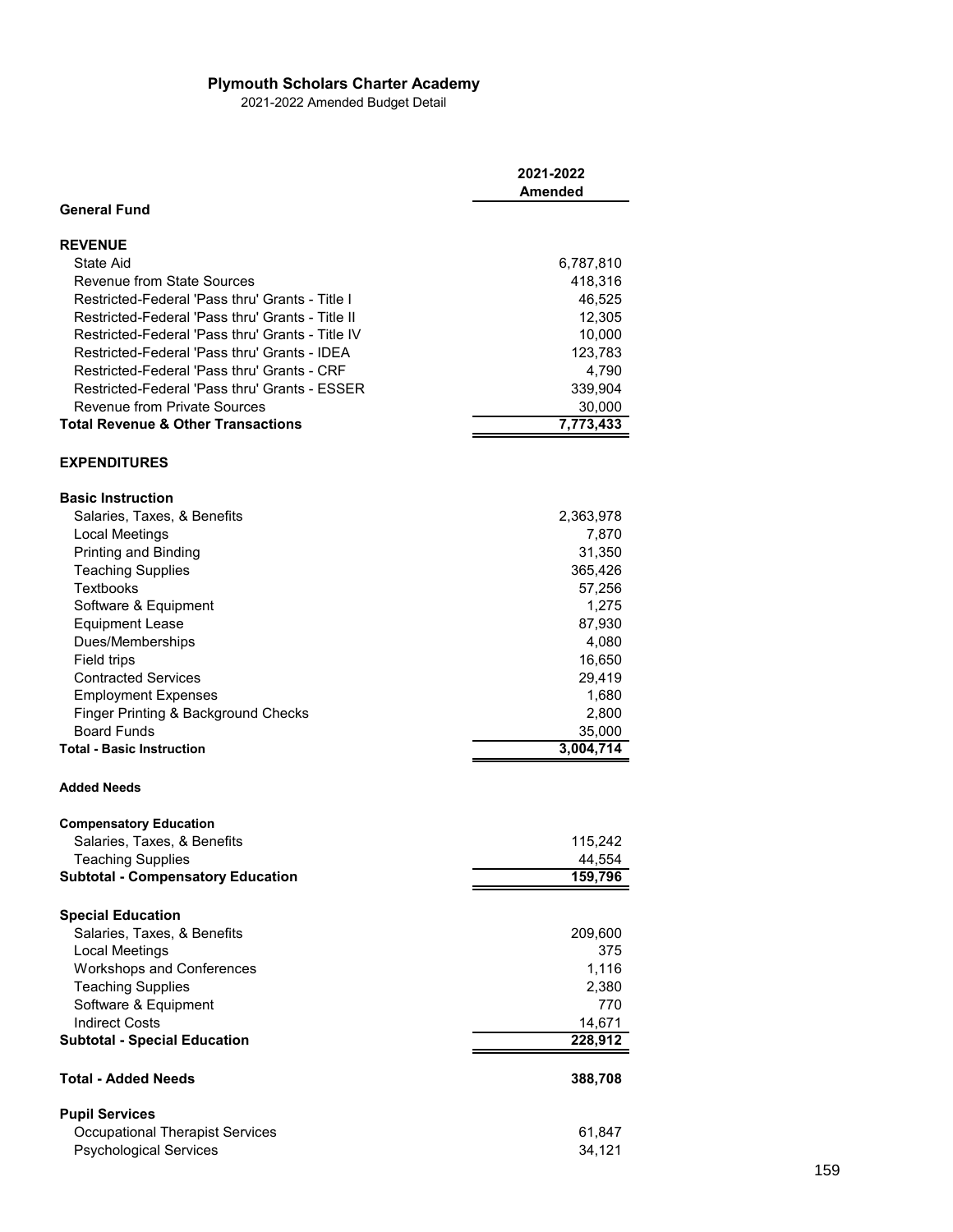**Plymouth Scholars Charter Academy**

2021-2022 Amended Budget Detail

| | 2021-2022 Amended |
|---|---|
| **General Fund** | |
| | |
| **REVENUE** | |
| State Aid | 6,787,810 |
| Revenue from State Sources | 418,316 |
| Restricted-Federal 'Pass thru' Grants - Title I | 46,525 |
| Restricted-Federal 'Pass thru' Grants - Title II | 12,305 |
| Restricted-Federal 'Pass thru' Grants - Title IV | 10,000 |
| Restricted-Federal 'Pass thru' Grants - IDEA | 123,783 |
| Restricted-Federal 'Pass thru' Grants - CRF | 4,790 |
| Restricted-Federal 'Pass thru' Grants - ESSER | 339,904 |
| Revenue from Private Sources | 30,000 |
| **Total Revenue & Other Transactions** | **7,773,433** |
| | |
| **EXPENDITURES** | |
| | |
| **Basic Instruction** | |
| Salaries, Taxes, & Benefits | 2,363,978 |
| Local Meetings | 7,870 |
| Printing and Binding | 31,350 |
| Teaching Supplies | 365,426 |
| Textbooks | 57,256 |
| Software & Equipment | 1,275 |
| Equipment Lease | 87,930 |
| Dues/Memberships | 4,080 |
| Field trips | 16,650 |
| Contracted Services | 29,419 |
| Employment Expenses | 1,680 |
| Finger Printing & Background Checks | 2,800 |
| Board Funds | 35,000 |
| **Total - Basic Instruction** | **3,004,714** |
| | |
| **Added Needs** | |
| | |
| **Compensatory Education** | |
| Salaries, Taxes, & Benefits | 115,242 |
| Teaching Supplies | 44,554 |
| **Subtotal - Compensatory Education** | **159,796** |
| | |
| **Special Education** | |
| Salaries, Taxes, & Benefits | 209,600 |
| Local Meetings | 375 |
| Workshops and Conferences | 1,116 |
| Teaching Supplies | 2,380 |
| Software & Equipment | 770 |
| Indirect Costs | 14,671 |
| **Subtotal - Special Education** | **228,912** |
| | |
| **Total - Added Needs** | **388,708** |
| | |
| **Pupil Services** | |
| Occupational Therapist Services | 61,847 |
| Psychological Services | 34,121 |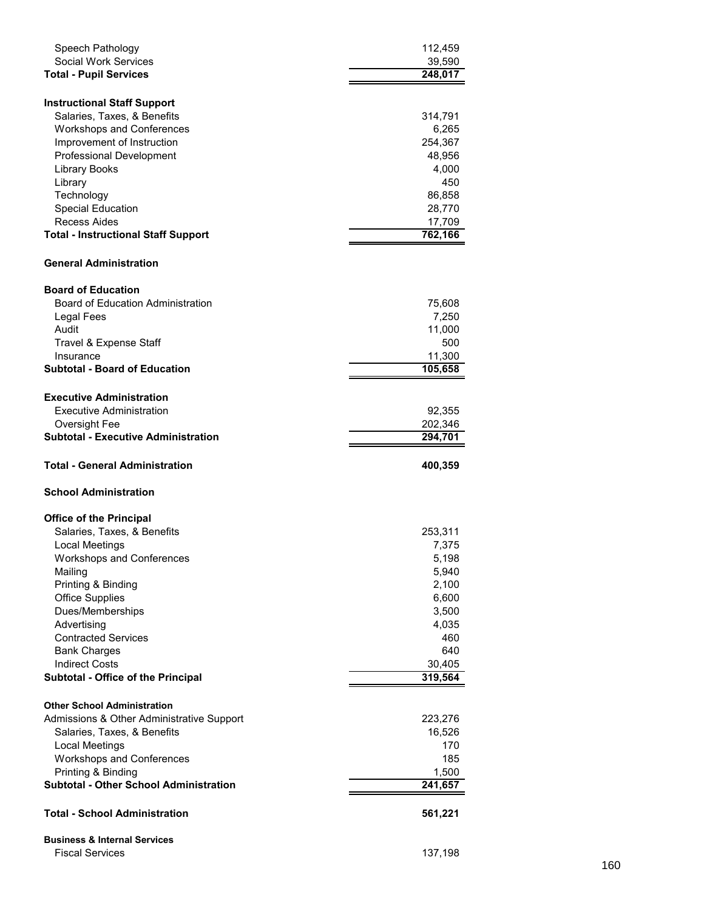| | |
|---|---|
| Speech Pathology | 112,459 |
| Social Work Services | 39,590 |
| **Total - Pupil Services** | **248,017** |
| | |
| **Instructional Staff Support** | |
| Salaries, Taxes, & Benefits | 314,791 |
| Workshops and Conferences | 6,265 |
| Improvement of Instruction | 254,367 |
| Professional Development | 48,956 |
| Library Books | 4,000 |
| Library | 450 |
| Technology | 86,858 |
| Special Education | 28,770 |
| Recess Aides | 17,709 |
| **Total - Instructional Staff Support** | **762,166** |
| | |
| **General Administration** | |
| | |
| **Board of Education** | |
| Board of Education Administration | 75,608 |
| Legal Fees | 7,250 |
| Audit | 11,000 |
| Travel & Expense Staff | 500 |
| Insurance | 11,300 |
| **Subtotal - Board of Education** | **105,658** |
| | |
| **Executive Administration** | |
| Executive Administration | 92,355 |
| Oversight Fee | 202,346 |
| **Subtotal - Executive Administration** | **294,701** |
| | |
| **Total - General Administration** | **400,359** |
| | |
| **School Administration** | |
| | |
| **Office of the Principal** | |
| Salaries, Taxes, & Benefits | 253,311 |
| Local Meetings | 7,375 |
| Workshops and Conferences | 5,198 |
| Mailing | 5,940 |
| Printing & Binding | 2,100 |
| Office Supplies | 6,600 |
| Dues/Memberships | 3,500 |
| Advertising | 4,035 |
| Contracted Services | 460 |
| Bank Charges | 640 |
| Indirect Costs | 30,405 |
| **Subtotal - Office of the Principal** | **319,564** |
| | |
| **Other School Administration** | |
| Admissions & Other Administrative Support | 223,276 |
| Salaries, Taxes, & Benefits | 16,526 |
| Local Meetings | 170 |
| Workshops and Conferences | 185 |
| Printing & Binding | 1,500 |
| **Subtotal - Other School Administration** | **241,657** |
| | |
| **Total - School Administration** | **561,221** |
| | |
| **Business & Internal Services** | |
| Fiscal Services | 137,198 |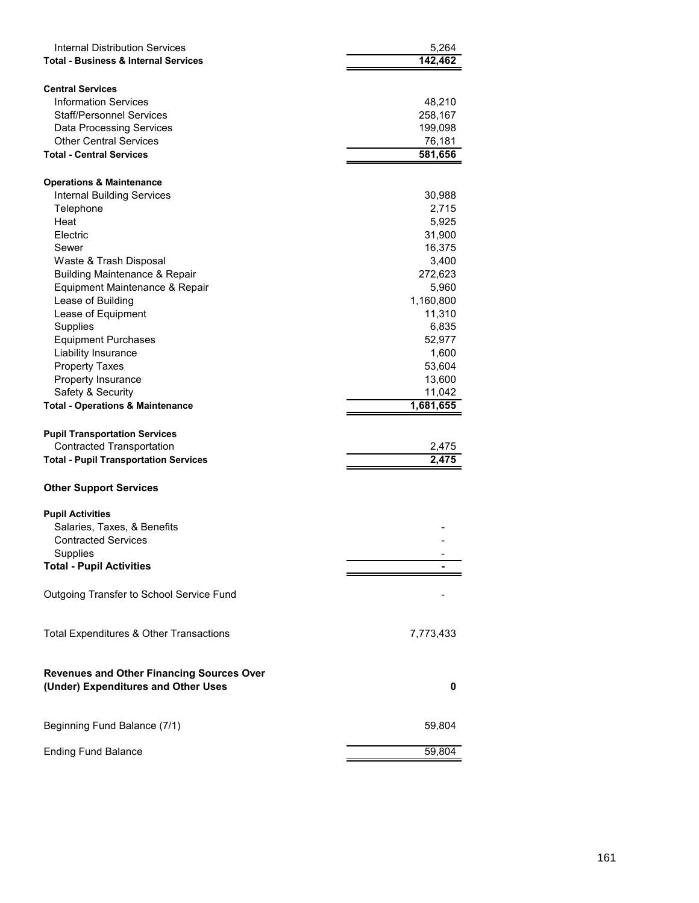| | |
|---|---|
| Internal Distribution Services | 5,264 |
| **Total - Business & Internal Services** | **142,462** |
| | |
| **Central Services** | |
| Information Services | 48,210 |
| Staff/Personnel Services | 258,167 |
| Data Processing Services | 199,098 |
| Other Central Services | 76,181 |
| **Total - Central Services** | **581,656** |
| | |
| **Operations & Maintenance** | |
| Internal Building Services | 30,988 |
| Telephone | 2,715 |
| Heat | 5,925 |
| Electric | 31,900 |
| Sewer | 16,375 |
| Waste & Trash Disposal | 3,400 |
| Building Maintenance & Repair | 272,623 |
| Equipment Maintenance & Repair | 5,960 |
| Lease of Building | 1,160,800 |
| Lease of Equipment | 11,310 |
| Supplies | 6,835 |
| Equipment Purchases | 52,977 |
| Liability Insurance | 1,600 |
| Property Taxes | 53,604 |
| Property Insurance | 13,600 |
| Safety & Security | 11,042 |
| **Total - Operations & Maintenance** | **1,681,655** |
| | |
| **Pupil Transportation Services** | |
| Contracted Transportation | 2,475 |
| **Total - Pupil Transportation Services** | **2,475** |
| | |
| **Other Support Services** | |
| | |
| **Pupil Activities** | |
| Salaries, Taxes, & Benefits | - |
| Contracted Services | - |
| Supplies | - |
| **Total - Pupil Activities** | **-** |
| | |
| Outgoing Transfer to School Service Fund | - |
| | |
| Total Expenditures & Other Transactions | 7,773,433 |
| | |
| **Revenues and Other Financing Sources Over (Under) Expenditures and Other Uses** | **0** |
| | |
| Beginning Fund Balance (7/1) | 59,804 |
| | |
| Ending Fund Balance | 59,804 |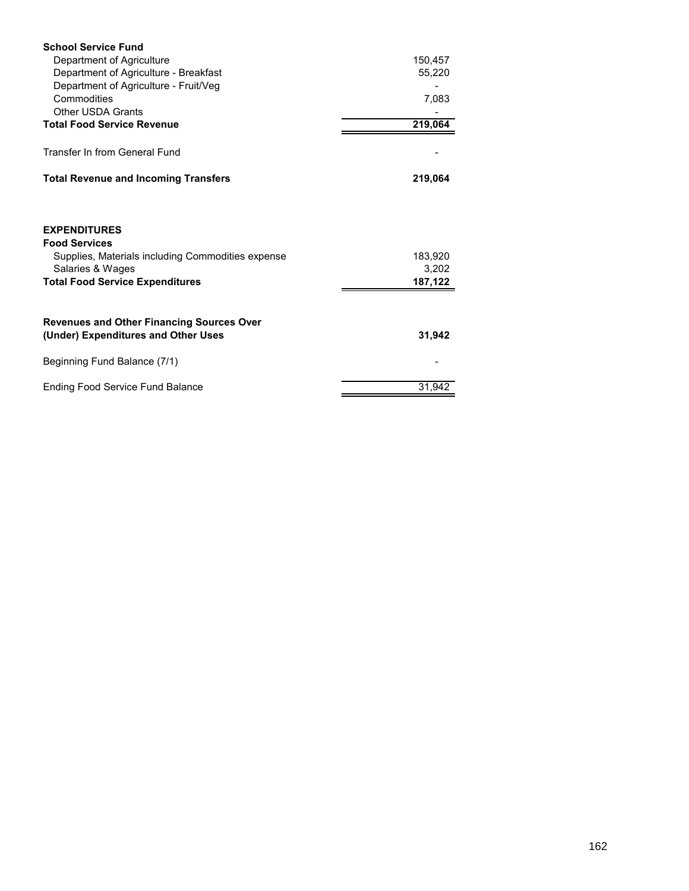| | |
|---|---|
| **School Service Fund** | |
| Department of Agriculture | 150,457 |
| Department of Agriculture - Breakfast | 55,220 |
| Department of Agriculture - Fruit/Veg | - |
| Commodities | 7,083 |
| Other USDA Grants | - |
| **Total Food Service Revenue** | **219,064** |
| Transfer In from General Fund | - |
| **Total Revenue and Incoming Transfers** | **219,064** |
| | |
| **EXPENDITURES** | |
| **Food Services** | |
| Supplies, Materials including Commodities expense | 183,920 |
| Salaries & Wages | 3,202 |
| **Total Food Service Expenditures** | **187,122** |
| | |
| **Revenues and Other Financing Sources Over (Under) Expenditures and Other Uses** | **31,942** |
| Beginning Fund Balance (7/1) | - |
| Ending Food Service Fund Balance | 31,942 |